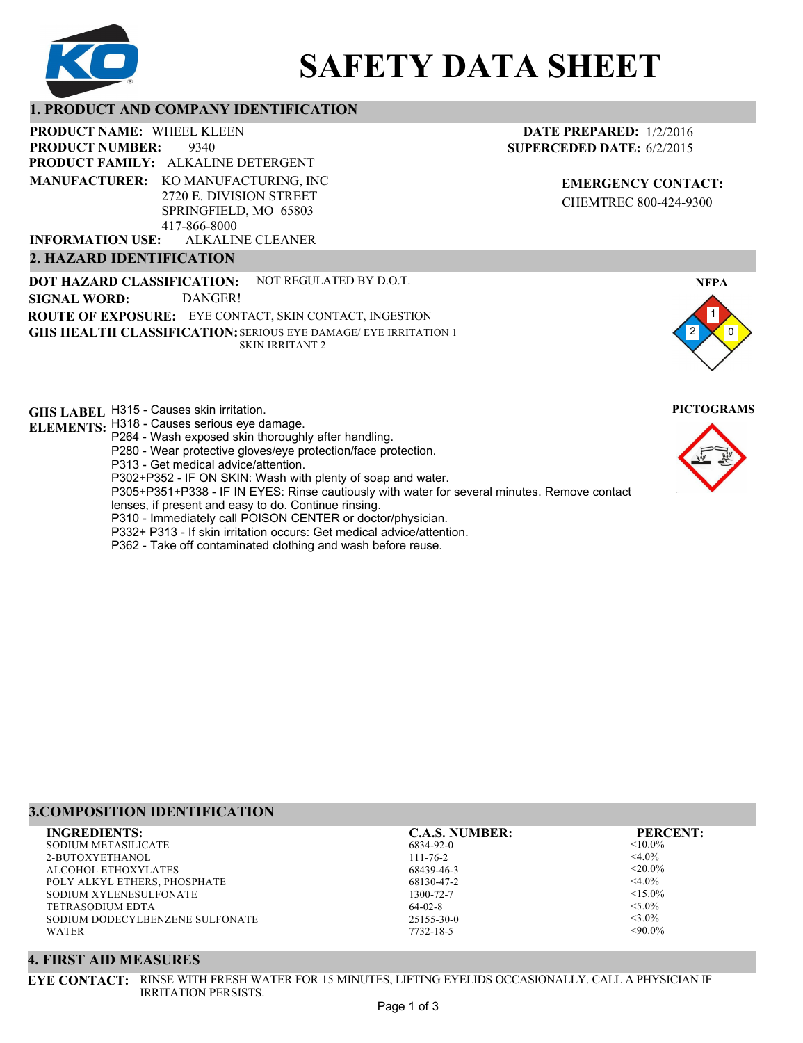# SAFETY DATA SHEET

## 1. PRODUCT AND COMPANY IDENTIFICATION

**PRODUCT NAME:** WHEEL KLEEN
**PRODUCT NUMBER:** 9340
**PRODUCT FAMILY:** ALKALINE DETERGENT
**MANUFACTURER:** KO MANUFACTURING, INC
2720 E. DIVISION STREET
SPRINGFIELD, MO 65803
417-866-8000
**INFORMATION USE:** ALKALINE CLEANER

**DATE PREPARED:** 1/2/2016
**SUPERCEDED DATE:** 6/2/2015

**EMERGENCY CONTACT:**
CHEMTREC 800-424-9300

## 2. HAZARD IDENTIFICATION

**DOT HAZARD CLASSIFICATION:** NOT REGULATED BY D.O.T.
**SIGNAL WORD:** DANGER!
**ROUTE OF EXPOSURE:** EYE CONTACT, SKIN CONTACT, INGESTION
**GHS HEALTH CLASSIFICATION:** SERIOUS EYE DAMAGE/ EYE IRRITATION 1
SKIN IRRITANT 2

**NFPA**
Health: 2, Flammability: 1, Reactivity: 0

**PICTOGRAMS**

**GHS LABEL ELEMENTS:**
H315 - Causes skin irritation.
H318 - Causes serious eye damage.
P264 - Wash exposed skin thoroughly after handling.
P280 - Wear protective gloves/eye protection/face protection.
P313 - Get medical advice/attention.
P302+P352 - IF ON SKIN: Wash with plenty of soap and water.
P305+P351+P338 - IF IN EYES: Rinse cautiously with water for several minutes. Remove contact lenses, if present and easy to do. Continue rinsing.
P310 - Immediately call POISON CENTER or doctor/physician.
P332+ P313 - If skin irritation occurs: Get medical advice/attention.
P362 - Take off contaminated clothing and wash before reuse.

## 3.COMPOSITION IDENTIFICATION

| INGREDIENTS: | C.A.S. NUMBER: | PERCENT: |
|---|---|---|
| SODIUM METASILICATE | 6834-92-0 | <10.0% |
| 2-BUTOXYETHANOL | 111-76-2 | <4.0% |
| ALCOHOL ETHOXYLATES | 68439-46-3 | <20.0% |
| POLY ALKYL ETHERS, PHOSPHATE | 68130-47-2 | <4.0% |
| SODIUM XYLENESULFONATE | 1300-72-7 | <15.0% |
| TETRASODIUM EDTA | 64-02-8 | <5.0% |
| SODIUM DODECYLBENZENE SULFONATE | 25155-30-0 | <3.0% |
| WATER | 7732-18-5 | <90.0% |

## 4. FIRST AID MEASURES

**EYE CONTACT:** RINSE WITH FRESH WATER FOR 15 MINUTES, LIFTING EYELIDS OCCASIONALLY. CALL A PHYSICIAN IF IRRITATION PERSISTS.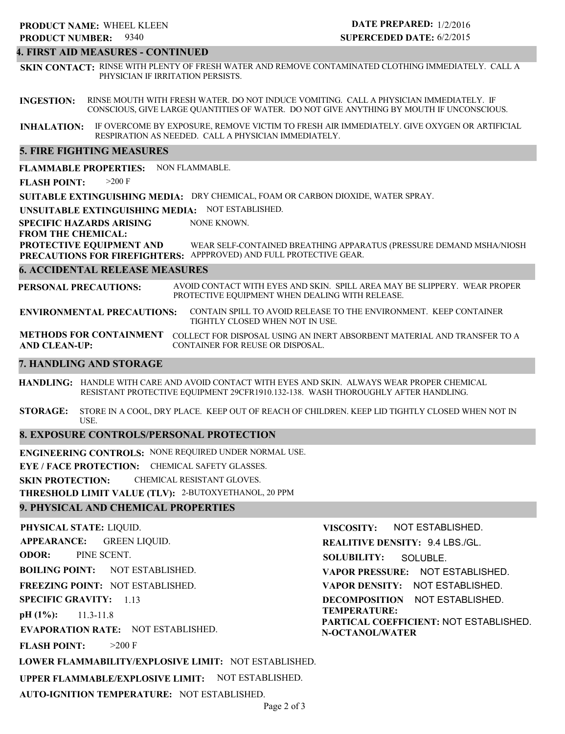**PRODUCT NAME:** WHEEL KLEEN
**PRODUCT NUMBER:** 9340

**DATE PREPARED:** 1/2/2016
**SUPERCEDED DATE:** 6/2/2015

## 4. FIRST AID MEASURES - CONTINUED

**SKIN CONTACT:** RINSE WITH PLENTY OF FRESH WATER AND REMOVE CONTAMINATED CLOTHING IMMEDIATELY. CALL A PHYSICIAN IF IRRITATION PERSISTS.

**INGESTION:** RINSE MOUTH WITH FRESH WATER. DO NOT INDUCE VOMITING. CALL A PHYSICIAN IMMEDIATELY. IF CONSCIOUS, GIVE LARGE QUANTITIES OF WATER. DO NOT GIVE ANYTHING BY MOUTH IF UNCONSCIOUS.

**INHALATION:** IF OVERCOME BY EXPOSURE, REMOVE VICTIM TO FRESH AIR IMMEDIATELY. GIVE OXYGEN OR ARTIFICIAL RESPIRATION AS NEEDED. CALL A PHYSICIAN IMMEDIATELY.

## 5. FIRE FIGHTING MEASURES

**FLAMMABLE PROPERTIES:** NON FLAMMABLE.

**FLASH POINT:** >200 F

**SUITABLE EXTINGUISHING MEDIA:** DRY CHEMICAL, FOAM OR CARBON DIOXIDE, WATER SPRAY.

**UNSUITABLE EXTINGUISHING MEDIA:** NOT ESTABLISHED.

**SPECIFIC HAZARDS ARISING FROM THE CHEMICAL:** NONE KNOWN.

**PROTECTIVE EQUIPMENT AND PRECAUTIONS FOR FIREFIGHTERS:** WEAR SELF-CONTAINED BREATHING APPARATUS (PRESSURE DEMAND MSHA/NIOSH APPPROVED) AND FULL PROTECTIVE GEAR.

## 6. ACCIDENTAL RELEASE MEASURES

**PERSONAL PRECAUTIONS:** AVOID CONTACT WITH EYES AND SKIN. SPILL AREA MAY BE SLIPPERY. WEAR PROPER PROTECTIVE EQUIPMENT WHEN DEALING WITH RELEASE.

**ENVIRONMENTAL PRECAUTIONS:** CONTAIN SPILL TO AVOID RELEASE TO THE ENVIRONMENT. KEEP CONTAINER TIGHTLY CLOSED WHEN NOT IN USE.

**METHODS FOR CONTAINMENT AND CLEAN-UP:** COLLECT FOR DISPOSAL USING AN INERT ABSORBENT MATERIAL AND TRANSFER TO A CONTAINER FOR REUSE OR DISPOSAL.

## 7. HANDLING AND STORAGE

**HANDLING:** HANDLE WITH CARE AND AVOID CONTACT WITH EYES AND SKIN. ALWAYS WEAR PROPER CHEMICAL RESISTANT PROTECTIVE EQUIPMENT 29CFR1910.132-138. WASH THOROUGHLY AFTER HANDLING.

**STORAGE:** STORE IN A COOL, DRY PLACE. KEEP OUT OF REACH OF CHILDREN. KEEP LID TIGHTLY CLOSED WHEN NOT IN USE.

## 8. EXPOSURE CONTROLS/PERSONAL PROTECTION

**ENGINEERING CONTROLS:** NONE REQUIRED UNDER NORMAL USE.

**EYE / FACE PROTECTION:** CHEMICAL SAFETY GLASSES.

**SKIN PROTECTION:** CHEMICAL RESISTANT GLOVES.

**THRESHOLD LIMIT VALUE (TLV):** 2-BUTOXYETHANOL, 20 PPM

## 9. PHYSICAL AND CHEMICAL PROPERTIES

**PHYSICAL STATE:** LIQUID.

**APPEARANCE:** GREEN LIQUID.

**ODOR:** PINE SCENT.

**BOILING POINT:** NOT ESTABLISHED.

**FREEZING POINT:** NOT ESTABLISHED.

**SPECIFIC GRAVITY:** 1.13

**pH (1%):** 11.3-11.8

**EVAPORATION RATE:** NOT ESTABLISHED.

**FLASH POINT:** >200 F

**LOWER FLAMMABILITY/EXPLOSIVE LIMIT:** NOT ESTABLISHED.

**UPPER FLAMMABLE/EXPLOSIVE LIMIT:** NOT ESTABLISHED.

**AUTO-IGNITION TEMPERATURE:** NOT ESTABLISHED.

**VISCOSITY:** NOT ESTABLISHED.

**REALITIVE DENSITY:** 9.4 LBS./GL.

**SOLUBILITY:** SOLUBLE.

**VAPOR PRESSURE:** NOT ESTABLISHED.

**VAPOR DENSITY:** NOT ESTABLISHED.

**DECOMPOSITION TEMPERATURE:** NOT ESTABLISHED.

**PARTICAL COEFFICIENT: N-OCTANOL/WATER** NOT ESTABLISHED.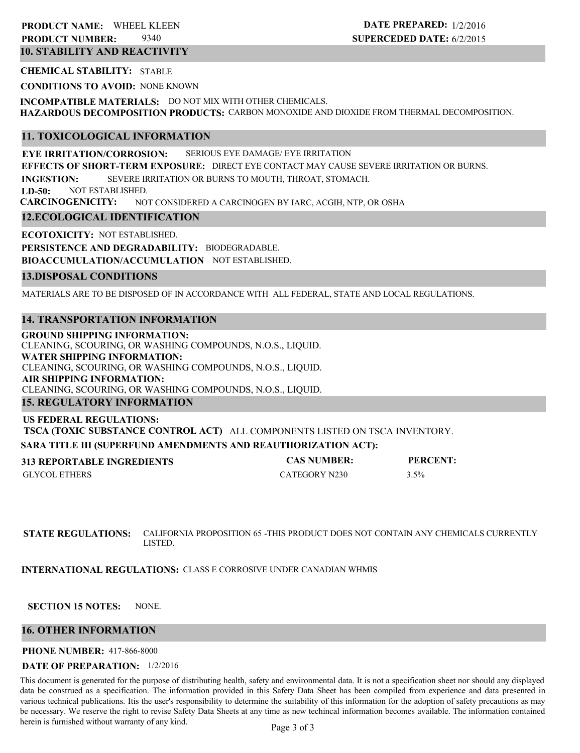**PRODUCT NAME:** WHEEL KLEEN
**PRODUCT NUMBER:** 9340

**DATE PREPARED:** 1/2/2016
**SUPERCEDED DATE:** 6/2/2015

## 10. STABILITY AND REACTIVITY

**CHEMICAL STABILITY:** STABLE

**CONDITIONS TO AVOID:** NONE KNOWN

**INCOMPATIBLE MATERIALS:** DO NOT MIX WITH OTHER CHEMICALS.

**HAZARDOUS DECOMPOSITION PRODUCTS:** CARBON MONOXIDE AND DIOXIDE FROM THERMAL DECOMPOSITION.

## 11. TOXICOLOGICAL INFORMATION

**EYE IRRITATION/CORROSION:** SERIOUS EYE DAMAGE/ EYE IRRITATION

**EFFECTS OF SHORT-TERM EXPOSURE:** DIRECT EYE CONTACT MAY CAUSE SEVERE IRRITATION OR BURNS.

**INGESTION:** SEVERE IRRITATION OR BURNS TO MOUTH, THROAT, STOMACH.

**LD-50:** NOT ESTABLISHED.

**CARCINOGENICITY:** NOT CONSIDERED A CARCINOGEN BY IARC, ACGIH, NTP, OR OSHA

## 12.ECOLOGICAL IDENTIFICATION

**ECOTOXICITY:** NOT ESTABLISHED.

**PERSISTENCE AND DEGRADABILITY:** BIODEGRADABLE.

**BIOACCUMULATION/ACCUMULATION** NOT ESTABLISHED.

## 13.DISPOSAL CONDITIONS

MATERIALS ARE TO BE DISPOSED OF IN ACCORDANCE WITH ALL FEDERAL, STATE AND LOCAL REGULATIONS.

## 14. TRANSPORTATION INFORMATION

**GROUND SHIPPING INFORMATION:**
CLEANING, SCOURING, OR WASHING COMPOUNDS, N.O.S., LIQUID.

**WATER SHIPPING INFORMATION:**
CLEANING, SCOURING, OR WASHING COMPOUNDS, N.O.S., LIQUID.

**AIR SHIPPING INFORMATION:**
CLEANING, SCOURING, OR WASHING COMPOUNDS, N.O.S., LIQUID.

## 15. REGULATORY INFORMATION

**US FEDERAL REGULATIONS:**

**TSCA (TOXIC SUBSTANCE CONTROL ACT)** ALL COMPONENTS LISTED ON TSCA INVENTORY.

**SARA TITLE III (SUPERFUND AMENDMENTS AND REAUTHORIZATION ACT):**

| 313 REPORTABLE INGREDIENTS | CAS NUMBER: | PERCENT: |
|---|---|---|
| GLYCOL ETHERS | CATEGORY N230 | 3.5% |

**STATE REGULATIONS:** CALIFORNIA PROPOSITION 65 -THIS PRODUCT DOES NOT CONTAIN ANY CHEMICALS CURRENTLY LISTED.

**INTERNATIONAL REGULATIONS:** CLASS E CORROSIVE UNDER CANADIAN WHMIS

**SECTION 15 NOTES:** NONE.

## 16. OTHER INFORMATION

**PHONE NUMBER:** 417-866-8000

**DATE OF PREPARATION:** 1/2/2016

This document is generated for the purpose of distributing health, safety and environmental data. It is not a specification sheet nor should any displayed data be construed as a specification. The information provided in this Safety Data Sheet has been compiled from experience and data presented in various technical publications. Itis the user's responsibility to determine the suitability of this information for the adoption of safety precautions as may be necessary. We reserve the right to revise Safety Data Sheets at any time as new techincal information becomes available. The information contained herein is furnished without warranty of any kind.